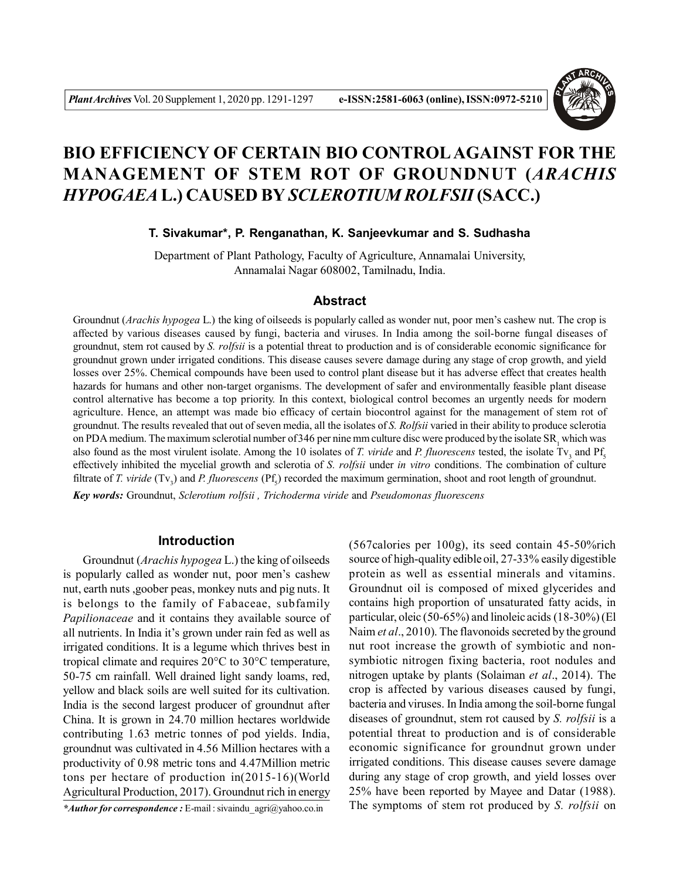# BIO EFFICIENCY OF CERTAIN BIO CONTROL AGAINST FOR THE MANAGEMENT OF STEM ROT OF GROUNDNUT (*ARACHIS HYPOGAEA* L.) CAUSED BY *SCLEROTIUM ROLFSII* (SACC.)

**T. Sivakumar\*, P. Renganathan, K. Sanjeevkumar and S. Sudhasha**

Department of Plant Pathology, Faculty of Agriculture, Annamalai University, Annamalai Nagar 608002, Tamilnadu, India.

## Abstract

Groundnut (*Arachis hypogea* L.) the king of oilseeds is popularly called as wonder nut, poor men's cashew nut. The crop is affected by various diseases caused by fungi, bacteria and viruses. In India among the soil-borne fungal diseases of groundnut, stem rot caused by *S. rolfsii* is a potential threat to production and is of considerable economic significance for groundnut grown under irrigated conditions. This disease causes severe damage during any stage of crop growth, and yield losses over 25%. Chemical compounds have been used to control plant disease but it has adverse effect that creates health hazards for humans and other non-target organisms. The development of safer and environmentally feasible plant disease control alternative has become a top priority. In this context, biological control becomes an urgently needs for modern agriculture. Hence, an attempt was made bio efficacy of certain biocontrol against for the management of stem rot of groundnut. The results revealed that out of seven media, all the isolates of *S. Rolfsii* varied in their ability to produce sclerotia on PDA medium. The maximum sclerotial number of 346 per nine mm culture disc were produced by the isolate $SR_1$ which was also found as the most virulent isolate. Among the 10 isolates of *T. viride* and *P. fluorescens* tested, the isolate $Tv_3$ and $Pf_5$ effectively inhibited the mycelial growth and sclerotia of *S. rolfsii* under *in vitro* conditions. The combination of culture filtrate of *T. viride* ($Tv_3$) and *P. fluorescens* ($Pf_5$) recorded the maximum germination, shoot and root length of groundnut.

***Key words:*** Groundnut, *Sclerotium rolfsii* , *Trichoderma viride* and *Pseudomonas fluorescens*

## Introduction

Groundnut (*Arachis hypogea* L.) the king of oilseeds is popularly called as wonder nut, poor men's cashew nut, earth nuts ,goober peas, monkey nuts and pig nuts. It is belongs to the family of Fabaceae, subfamily *Papilionaceae* and it contains they available source of all nutrients. In India it's grown under rain fed as well as irrigated conditions. It is a legume which thrives best in tropical climate and requires 20°C to 30°C temperature, 50-75 cm rainfall. Well drained light sandy loams, red, yellow and black soils are well suited for its cultivation. India is the second largest producer of groundnut after China. It is grown in 24.70 million hectares worldwide contributing 1.63 metric tonnes of pod yields. India, groundnut was cultivated in 4.56 Million hectares with a productivity of 0.98 metric tons and 4.47Million metric tons per hectare of production in(2015-16)(World Agricultural Production, 2017). Groundnut rich in energy (567calories per 100g), its seed contain 45-50%rich source of high-quality edible oil, 27-33% easily digestible protein as well as essential minerals and vitamins. Groundnut oil is composed of mixed glycerides and contains high proportion of unsaturated fatty acids, in particular, oleic (50-65%) and linoleic acids (18-30%) (El Naim *et al*., 2010). The flavonoids secreted by the ground nut root increase the growth of symbiotic and non-symbiotic nitrogen fixing bacteria, root nodules and nitrogen uptake by plants (Solaiman *et al*., 2014). The crop is affected by various diseases caused by fungi, bacteria and viruses. In India among the soil-borne fungal diseases of groundnut, stem rot caused by *S. rolfsii* is a potential threat to production and is of considerable economic significance for groundnut grown under irrigated conditions. This disease causes severe damage during any stage of crop growth, and yield losses over 25% have been reported by Mayee and Datar (1988). The symptoms of stem rot produced by *S. rolfsii* on

***\*Author for correspondence :*** E-mail : sivaindu_agri@yahoo.co.in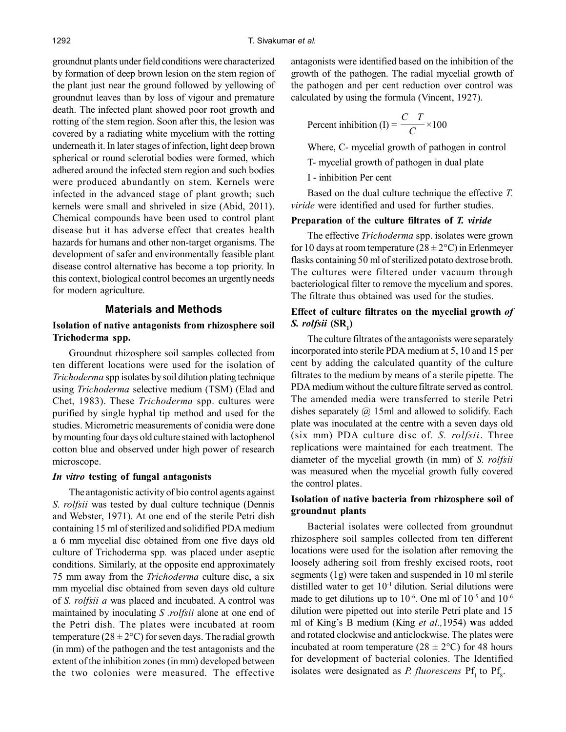groundnut plants under field conditions were characterized by formation of deep brown lesion on the stem region of the plant just near the ground followed by yellowing of groundnut leaves than by loss of vigour and premature death. The infected plant showed poor root growth and rotting of the stem region. Soon after this, the lesion was covered by a radiating white mycelium with the rotting underneath it. In later stages of infection, light deep brown spherical or round sclerotial bodies were formed, which adhered around the infected stem region and such bodies were produced abundantly on stem. Kernels were infected in the advanced stage of plant growth; such kernels were small and shriveled in size (Abid, 2011). Chemical compounds have been used to control plant disease but it has adverse effect that creates health hazards for humans and other non-target organisms. The development of safer and environmentally feasible plant disease control alternative has become a top priority. In this context, biological control becomes an urgently needs for modern agriculture.

## Materials and Methods

### Isolation of native antagonists from rhizosphere soil Trichoderma spp.

Groundnut rhizosphere soil samples collected from ten different locations were used for the isolation of *Trichoderma* spp isolates by soil dilution plating technique using *Trichoderma* selective medium (TSM) (Elad and Chet, 1983). These *Trichoderma* spp. cultures were purified by single hyphal tip method and used for the studies. Micrometric measurements of conidia were done by mounting four days old culture stained with lactophenol cotton blue and observed under high power of research microscope.

### *In vitro* testing of fungal antagonists

The antagonistic activity of bio control agents against *S. rolfsii* was tested by dual culture technique (Dennis and Webster, 1971). At one end of the sterile Petri dish containing 15 ml of sterilized and solidified PDA medium a 6 mm mycelial disc obtained from one five days old culture of Trichoderma spp. was placed under aseptic conditions. Similarly, at the opposite end approximately 75 mm away from the *Trichoderma* culture disc, a six mm mycelial disc obtained from seven days old culture of *S. rolfsii a* was placed and incubated. A control was maintained by inoculating *S .rolfsii* alone at one end of the Petri dish. The plates were incubated at room temperature ($28 \pm 2$°C) for seven days. The radial growth (in mm) of the pathogen and the test antagonists and the extent of the inhibition zones (in mm) developed between the two colonies were measured. The effective antagonists were identified based on the inhibition of the growth of the pathogen. The radial mycelial growth of the pathogen and per cent reduction over control was calculated by using the formula (Vincent, 1927).

$$\text{Percent inhibition (I)} = \frac{C \quad T}{C} \times 100$$

Where, C- mycelial growth of pathogen in control

T- mycelial growth of pathogen in dual plate

I - inhibition Per cent

Based on the dual culture technique the effective *T. viride* were identified and used for further studies.

### Preparation of the culture filtrates of *T. viride*

The effective *Trichoderma* spp. isolates were grown for 10 days at room temperature ($28 \pm 2$°C) in Erlenmeyer flasks containing 50 ml of sterilized potato dextrose broth. The cultures were filtered under vacuum through bacteriological filter to remove the mycelium and spores. The filtrate thus obtained was used for the studies.

### Effect of culture filtrates on the mycelial growth *of S. rolfsii* ($SR_1$)

The culture filtrates of the antagonists were separately incorporated into sterile PDA medium at 5, 10 and 15 per cent by adding the calculated quantity of the culture filtrates to the medium by means of a sterile pipette. The PDA medium without the culture filtrate served as control. The amended media were transferred to sterile Petri dishes separately @ 15ml and allowed to solidify. Each plate was inoculated at the centre with a seven days old (six mm) PDA culture disc of. *S. rolfsii*. Three replications were maintained for each treatment. The diameter of the mycelial growth (in mm) of *S. rolfsii* was measured when the mycelial growth fully covered the control plates.

### Isolation of native bacteria from rhizosphere soil of groundnut plants

Bacterial isolates were collected from groundnut rhizosphere soil samples collected from ten different locations were used for the isolation after removing the loosely adhering soil from freshly excised roots, root segments (1g) were taken and suspended in 10 ml sterile distilled water to get $10^{-1}$ dilution. Serial dilutions were made to get dilutions up to $10^{-6}$. One ml of $10^{-5}$ and $10^{-6}$ dilution were pipetted out into sterile Petri plate and 15 ml of King's B medium (King *et al.,*1954) was added and rotated clockwise and anticlockwise. The plates were incubated at room temperature ($28 \pm 2$°C) for 48 hours for development of bacterial colonies. The Identified isolates were designated as *P. fluorescens* $Pf_1$ to $Pf_8$.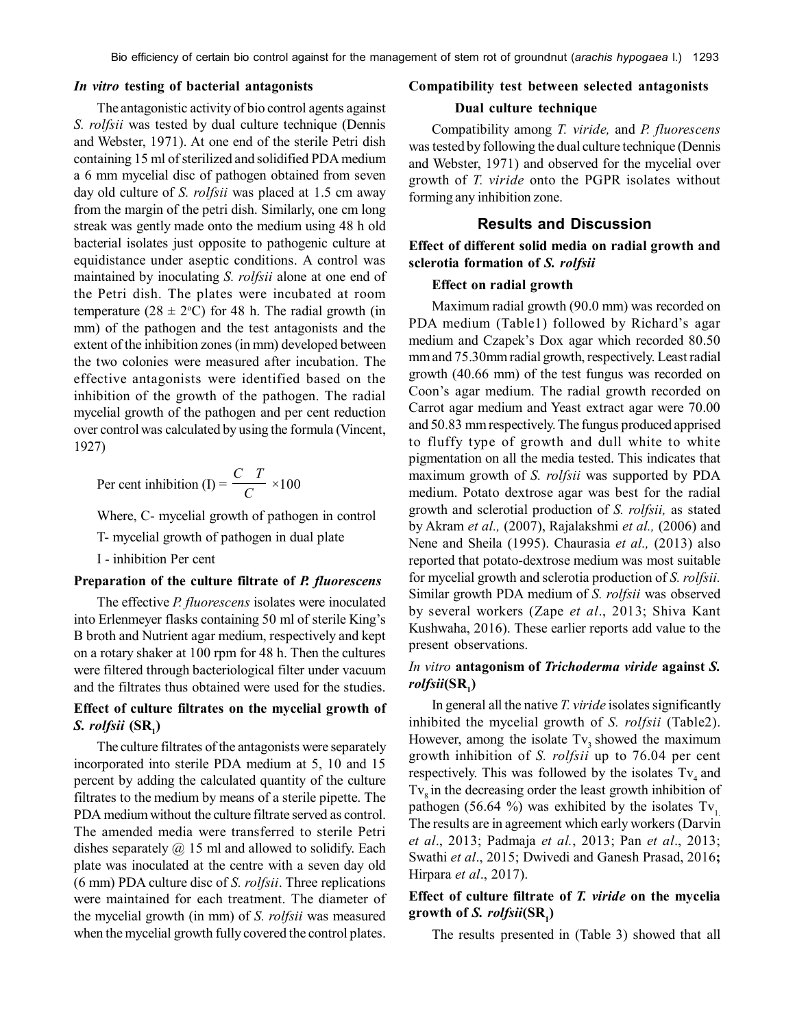### *In vitro* testing of bacterial antagonists

The antagonistic activity of bio control agents against *S. rolfsii* was tested by dual culture technique (Dennis and Webster, 1971). At one end of the sterile Petri dish containing 15 ml of sterilized and solidified PDA medium a 6 mm mycelial disc of pathogen obtained from seven day old culture of *S. rolfsii* was placed at 1.5 cm away from the margin of the petri dish. Similarly, one cm long streak was gently made onto the medium using 48 h old bacterial isolates just opposite to pathogenic culture at equidistance under aseptic conditions. A control was maintained by inoculating *S. rolfsii* alone at one end of the Petri dish. The plates were incubated at room temperature (28 ± 2°C) for 48 h. The radial growth (in mm) of the pathogen and the test antagonists and the extent of the inhibition zones (in mm) developed between the two colonies were measured after incubation. The effective antagonists were identified based on the inhibition of the growth of the pathogen. The radial mycelial growth of the pathogen and per cent reduction over control was calculated by using the formula (Vincent, 1927)

$$\text{Per cent inhibition (I)} = \frac{C \quad T}{C} \times 100$$

Where, C- mycelial growth of pathogen in control

T- mycelial growth of pathogen in dual plate

I - inhibition Per cent

### Preparation of the culture filtrate of *P. fluorescens*

The effective *P. fluorescens* isolates were inoculated into Erlenmeyer flasks containing 50 ml of sterile King's B broth and Nutrient agar medium, respectively and kept on a rotary shaker at 100 rpm for 48 h. Then the cultures were filtered through bacteriological filter under vacuum and the filtrates thus obtained were used for the studies.

### Effect of culture filtrates on the mycelial growth of *S. rolfsii* ($SR_1$)

The culture filtrates of the antagonists were separately incorporated into sterile PDA medium at 5, 10 and 15 percent by adding the calculated quantity of the culture filtrates to the medium by means of a sterile pipette. The PDA medium without the culture filtrate served as control. The amended media were transferred to sterile Petri dishes separately @ 15 ml and allowed to solidify. Each plate was inoculated at the centre with a seven day old (6 mm) PDA culture disc of *S. rolfsii*. Three replications were maintained for each treatment. The diameter of the mycelial growth (in mm) of *S. rolfsii* was measured when the mycelial growth fully covered the control plates.

### Compatibility test between selected antagonists

#### Dual culture technique

Compatibility among *T. viride,* and *P. fluorescens* was tested by following the dual culture technique (Dennis and Webster, 1971) and observed for the mycelial over growth of *T. viride* onto the PGPR isolates without forming any inhibition zone.

## Results and Discussion

### Effect of different solid media on radial growth and sclerotia formation of *S. rolfsii*

#### Effect on radial growth

Maximum radial growth (90.0 mm) was recorded on PDA medium (Table1) followed by Richard's agar medium and Czapek's Dox agar which recorded 80.50 mm and 75.30mm radial growth, respectively. Least radial growth (40.66 mm) of the test fungus was recorded on Coon's agar medium. The radial growth recorded on Carrot agar medium and Yeast extract agar were 70.00 and 50.83 mm respectively. The fungus produced apprised to fluffy type of growth and dull white to white pigmentation on all the media tested. This indicates that maximum growth of *S. rolfsii* was supported by PDA medium. Potato dextrose agar was best for the radial growth and sclerotial production of *S. rolfsii,* as stated by Akram *et al.,* (2007), Rajalakshmi *et al.,* (2006) and Nene and Sheila (1995). Chaurasia *et al.,* (2013) also reported that potato-dextrose medium was most suitable for mycelial growth and sclerotia production of *S. rolfsii.* Similar growth PDA medium of *S. rolfsii* was observed by several workers (Zape *et al*., 2013; Shiva Kant Kushwaha, 2016). These earlier reports add value to the present observations.

### *In vitro* antagonism of *Trichoderma viride* against *S. rolfsii*($SR_1$)

In general all the native *T. viride* isolates significantly inhibited the mycelial growth of *S. rolfsii* (Table2). However, among the isolate $Tv_3$ showed the maximum growth inhibition of *S. rolfsii* up to 76.04 per cent respectively. This was followed by the isolates $Tv_4$ and $Tv_8$ in the decreasing order the least growth inhibition of pathogen (56.64 %) was exhibited by the isolates $Tv_1$. The results are in agreement which early workers (Darvin *et al*., 2013; Padmaja *et al.*, 2013; Pan *et al*., 2013; Swathi *et al*., 2015; Dwivedi and Ganesh Prasad, 2016; Hirpara *et al*., 2017).

### Effect of culture filtrate of *T. viride* on the mycelia growth of *S. rolfsii*($SR_1$)

The results presented in (Table 3) showed that all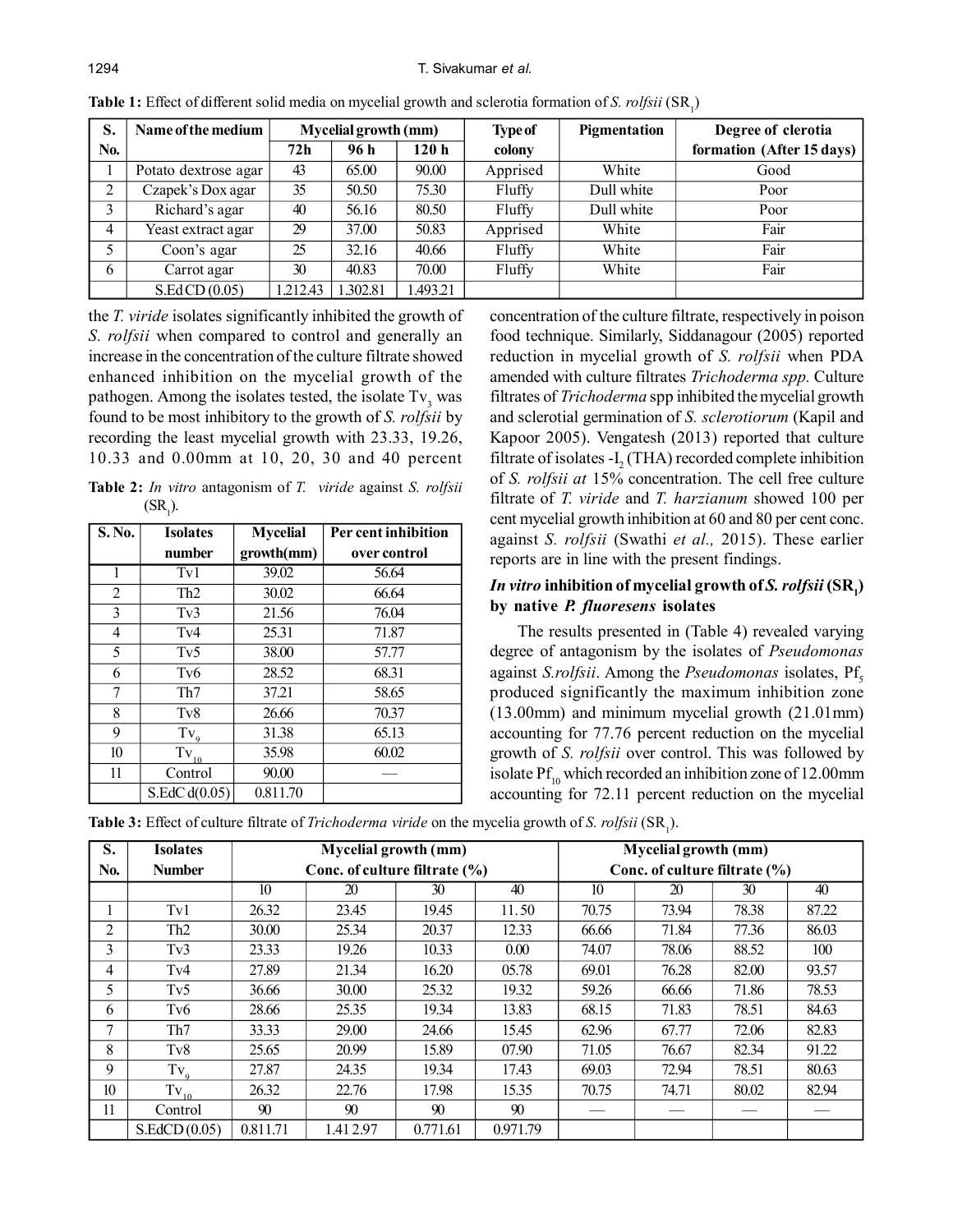**Table 1:** Effect of different solid media on mycelial growth and sclerotia formation of *S. rolfsii* ($SR_1$)

| S. No. | Name of the medium | Mycelial growth (mm) | | | Type of colony | Pigmentation | Degree of clerotia formation (After 15 days) |
|---|---|---|---|---|---|---|---|
| | | 72h | 96 h | 120 h | | | |
| 1 | Potato dextrose agar | 43 | 65.00 | 90.00 | Apprised | White | Good |
| 2 | Czapek's Dox agar | 35 | 50.50 | 75.30 | Fluffy | Dull white | Poor |
| 3 | Richard's agar | 40 | 56.16 | 80.50 | Fluffy | Dull white | Poor |
| 4 | Yeast extract agar | 29 | 37.00 | 50.83 | Apprised | White | Fair |
| 5 | Coon's agar | 25 | 32.16 | 40.66 | Fluffy | White | Fair |
| 6 | Carrot agar | 30 | 40.83 | 70.00 | Fluffy | White | Fair |
| | S.Ed CD (0.05) | 1.212.43 | 1.302.81 | 1.493.21 | | | |

the *T. viride* isolates significantly inhibited the growth of *S. rolfsii* when compared to control and generally an increase in the concentration of the culture filtrate showed enhanced inhibition on the mycelial growth of the pathogen. Among the isolates tested, the isolate $Tv_3$ was found to be most inhibitory to the growth of *S. rolfsii* by recording the least mycelial growth with 23.33, 19.26, 10.33 and 0.00mm at 10, 20, 30 and 40 percent concentration of the culture filtrate, respectively in poison food technique. Similarly, Siddanagour (2005) reported reduction in mycelial growth of *S. rolfsii* when PDA amended with culture filtrates *Trichoderma spp.* Culture filtrates of *Trichoderma* spp inhibited the mycelial growth and sclerotial germination of *S. sclerotiorum* (Kapil and Kapoor 2005). Vengatesh (2013) reported that culture filtrate of isolates -$I_2$ (THA) recorded complete inhibition of *S. rolfsii at* 15% concentration. The cell free culture filtrate of *T. viride* and *T. harzianum* showed 100 per cent mycelial growth inhibition at 60 and 80 per cent conc. against *S. rolfsii* (Swathi *et al.,* 2015). These earlier reports are in line with the present findings.

**Table 2:** *In vitro* antagonism of *T. viride* against *S. rolfsii* ($SR_1$).

| S. No. | Isolates number | Mycelial growth(mm) | Per cent inhibition over control |
|---|---|---|---|
| 1 | Tv1 | 39.02 | 56.64 |
| 2 | Th2 | 30.02 | 66.64 |
| 3 | Tv3 | 21.56 | 76.04 |
| 4 | Tv4 | 25.31 | 71.87 |
| 5 | Tv5 | 38.00 | 57.77 |
| 6 | Tv6 | 28.52 | 68.31 |
| 7 | Th7 | 37.21 | 58.65 |
| 8 | Tv8 | 26.66 | 70.37 |
| 9 | $Tv_9$ | 31.38 | 65.13 |
| 10 | $Tv_{10}$ | 35.98 | 60.02 |
| 11 | Control | 90.00 | — |
| | S.EdC d(0.05) | 0.811.70 | |

### *In vitro* inhibition of mycelial growth of *S. rolfsii* ($SR_1$) by native *P. fluoresens* isolates

The results presented in (Table 4) revealed varying degree of antagonism by the isolates of *Pseudomonas* against *S.rolfsii*. Among the *Pseudomonas* isolates, $Pf_5$ produced significantly the maximum inhibition zone (13.00mm) and minimum mycelial growth (21.01mm) accounting for 77.76 percent reduction on the mycelial growth of *S. rolfsii* over control. This was followed by isolate $Pf_{10}$ which recorded an inhibition zone of 12.00mm accounting for 72.11 percent reduction on the mycelial

**Table 3:** Effect of culture filtrate of *Trichoderma viride* on the mycelia growth of *S. rolfsii* ($SR_1$).

| S. No. | Isolates Number | Mycelial growth (mm) Conc. of culture filtrate (%) | | | | Mycelial growth (mm) Conc. of culture filtrate (%) | | | |
|---|---|---|---|---|---|---|---|---|---|
| | | 10 | 20 | 30 | 40 | 10 | 20 | 30 | 40 |
| 1 | Tv1 | 26.32 | 23.45 | 19.45 | 11.50 | 70.75 | 73.94 | 78.38 | 87.22 |
| 2 | Th2 | 30.00 | 25.34 | 20.37 | 12.33 | 66.66 | 71.84 | 77.36 | 86.03 |
| 3 | Tv3 | 23.33 | 19.26 | 10.33 | 0.00 | 74.07 | 78.06 | 88.52 | 100 |
| 4 | Tv4 | 27.89 | 21.34 | 16.20 | 05.78 | 69.01 | 76.28 | 82.00 | 93.57 |
| 5 | Tv5 | 36.66 | 30.00 | 25.32 | 19.32 | 59.26 | 66.66 | 71.86 | 78.53 |
| 6 | Tv6 | 28.66 | 25.35 | 19.34 | 13.83 | 68.15 | 71.83 | 78.51 | 84.63 |
| 7 | Th7 | 33.33 | 29.00 | 24.66 | 15.45 | 62.96 | 67.77 | 72.06 | 82.83 |
| 8 | Tv8 | 25.65 | 20.99 | 15.89 | 07.90 | 71.05 | 76.67 | 82.34 | 91.22 |
| 9 | $Tv_9$ | 27.87 | 24.35 | 19.34 | 17.43 | 69.03 | 72.94 | 78.51 | 80.63 |
| 10 | $Tv_{10}$ | 26.32 | 22.76 | 17.98 | 15.35 | 70.75 | 74.71 | 80.02 | 82.94 |
| 11 | Control | 90 | 90 | 90 | 90 | — | — | — | — |
| | S.EdCD (0.05) | 0.811.71 | 1.41 2.97 | 0.771.61 | 0.971.79 | | | | |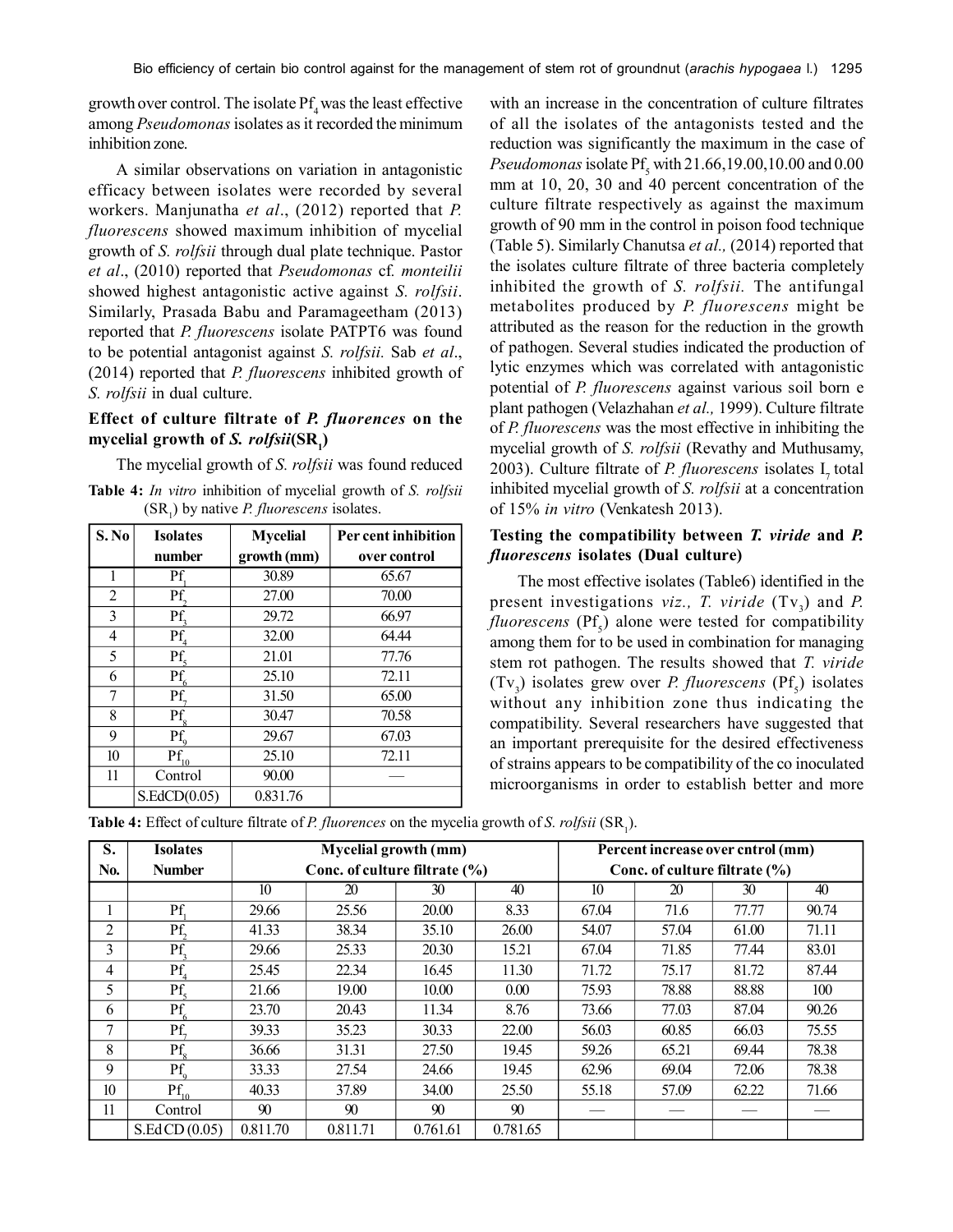growth over control. The isolate $Pf_4$ was the least effective among *Pseudomonas* isolates as it recorded the minimum inhibition zone.

A similar observations on variation in antagonistic efficacy between isolates were recorded by several workers. Manjunatha *et al*., (2012) reported that *P. fluorescens* showed maximum inhibition of mycelial growth of *S. rolfsii* through dual plate technique. Pastor *et al*., (2010) reported that *Pseudomonas* cf. *monteilii* showed highest antagonistic active against *S. rolfsii*. Similarly, Prasada Babu and Paramageetham (2013) reported that *P. fluorescens* isolate PATPT6 was found to be potential antagonist against *S. rolfsii.* Sab *et al*., (2014) reported that *P. fluorescens* inhibited growth of *S. rolfsii* in dual culture.

### Effect of culture filtrate of *P. fluorences* on the mycelial growth of *S. rolfsii*($SR_1$)

The mycelial growth of *S. rolfsii* was found reduced with an increase in the concentration of culture filtrates of all the isolates of the antagonists tested and the reduction was significantly the maximum in the case of *Pseudomonas* isolate $Pf_5$ with 21.66,19.00,10.00 and 0.00 mm at 10, 20, 30 and 40 percent concentration of the culture filtrate respectively as against the maximum growth of 90 mm in the control in poison food technique (Table 5). Similarly Chanutsa *et al.,* (2014) reported that the isolates culture filtrate of three bacteria completely inhibited the growth of *S. rolfsii.* The antifungal metabolites produced by *P. fluorescens* might be attributed as the reason for the reduction in the growth of pathogen. Several studies indicated the production of lytic enzymes which was correlated with antagonistic potential of *P. fluorescens* against various soil born e plant pathogen (Velazhahan *et al.,* 1999). Culture filtrate of *P. fluorescens* was the most effective in inhibiting the mycelial growth of *S. rolfsii* (Revathy and Muthusamy, 2003). Culture filtrate of *P. fluorescens* isolates $I_7$ total inhibited mycelial growth of *S. rolfsii* at a concentration of 15% *in vitro* (Venkatesh 2013).

**Table 4:** *In vitro* inhibition of mycelial growth of *S. rolfsii* ($SR_1$) by native *P. fluorescens* isolates.

| S. No | Isolates number | Mycelial growth (mm) | Per cent inhibition over control |
|---|---|---|---|
| 1 | $Pf_1$ | 30.89 | 65.67 |
| 2 | $Pf_2$ | 27.00 | 70.00 |
| 3 | $Pf_3$ | 29.72 | 66.97 |
| 4 | $Pf_4$ | 32.00 | 64.44 |
| 5 | $Pf_5$ | 21.01 | 77.76 |
| 6 | $Pf_6$ | 25.10 | 72.11 |
| 7 | $Pf_7$ | 31.50 | 65.00 |
| 8 | $Pf_8$ | 30.47 | 70.58 |
| 9 | $Pf_9$ | 29.67 | 67.03 |
| 10 | $Pf_{10}$ | 25.10 | 72.11 |
| 11 | Control | 90.00 | — |
| | S.EdCD(0.05) | 0.831.76 | |

### Testing the compatibility between *T. viride* and *P. fluorescens* isolates (Dual culture)

The most effective isolates (Table6) identified in the present investigations *viz., T. viride* ($Tv_3$) and *P. fluorescens* ($Pf_5$) alone were tested for compatibility among them for to be used in combination for managing stem rot pathogen. The results showed that *T. viride* ($Tv_3$) isolates grew over *P. fluorescens* ($Pf_5$) isolates without any inhibition zone thus indicating the compatibility. Several researchers have suggested that an important prerequisite for the desired effectiveness of strains appears to be compatibility of the co inoculated microorganisms in order to establish better and more

**Table 4:** Effect of culture filtrate of *P. fluorences* on the mycelia growth of *S. rolfsii* ($SR_1$).

| S. No. | Isolates Number | Mycelial growth (mm) Conc. of culture filtrate (%) | | | | Percent increase over cntrol (mm) Conc. of culture filtrate (%) | | | |
|---|---|---|---|---|---|---|---|---|---|
| | | 10 | 20 | 30 | 40 | 10 | 20 | 30 | 40 |
| 1 | $Pf_1$ | 29.66 | 25.56 | 20.00 | 8.33 | 67.04 | 71.6 | 77.77 | 90.74 |
| 2 | $Pf_2$ | 41.33 | 38.34 | 35.10 | 26.00 | 54.07 | 57.04 | 61.00 | 71.11 |
| 3 | $Pf_3$ | 29.66 | 25.33 | 20.30 | 15.21 | 67.04 | 71.85 | 77.44 | 83.01 |
| 4 | $Pf_4$ | 25.45 | 22.34 | 16.45 | 11.30 | 71.72 | 75.17 | 81.72 | 87.44 |
| 5 | $Pf_5$ | 21.66 | 19.00 | 10.00 | 0.00 | 75.93 | 78.88 | 88.88 | 100 |
| 6 | $Pf_6$ | 23.70 | 20.43 | 11.34 | 8.76 | 73.66 | 77.03 | 87.04 | 90.26 |
| 7 | $Pf_7$ | 39.33 | 35.23 | 30.33 | 22.00 | 56.03 | 60.85 | 66.03 | 75.55 |
| 8 | $Pf_8$ | 36.66 | 31.31 | 27.50 | 19.45 | 59.26 | 65.21 | 69.44 | 78.38 |
| 9 | $Pf_9$ | 33.33 | 27.54 | 24.66 | 19.45 | 62.96 | 69.04 | 72.06 | 78.38 |
| 10 | $Pf_{10}$ | 40.33 | 37.89 | 34.00 | 25.50 | 55.18 | 57.09 | 62.22 | 71.66 |
| 11 | Control | 90 | 90 | 90 | 90 | — | — | — | — |
| | S.Ed CD (0.05) | 0.811.70 | 0.811.71 | 0.761.61 | 0.781.65 | | | | |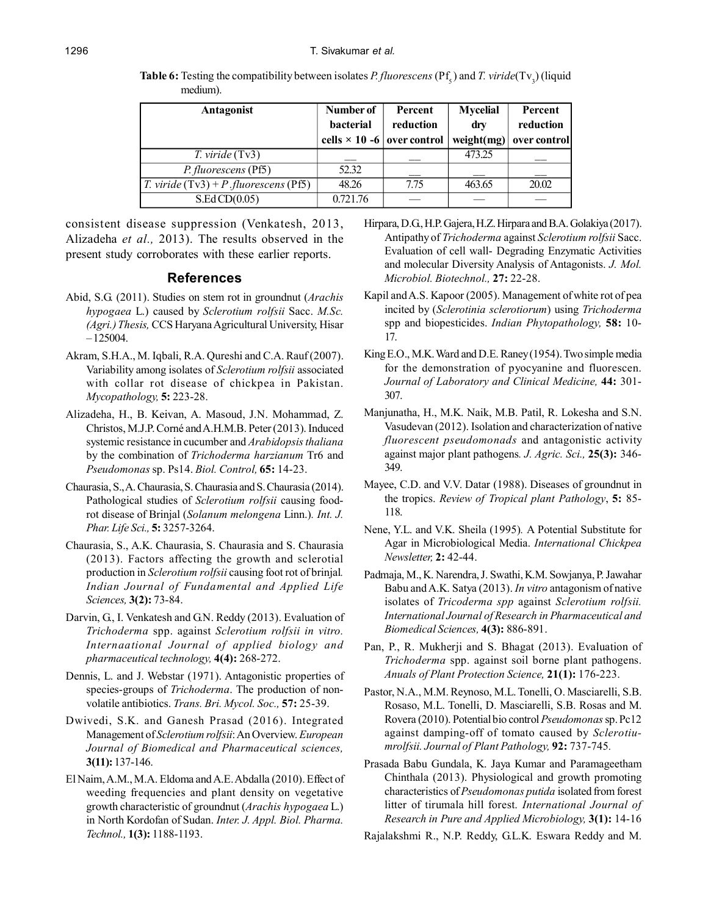**Table 6:** Testing the compatibility between isolates *P. fluorescens* ($Pf_5$) and *T. viride*($Tv_3$) (liquid medium).

| Antagonist | Number of bacterial cells × 10 -6 | Percent reduction over control | Mycelial dry weight(mg) | Percent reduction over control |
|---|---|---|---|---|
| *T. viride* (Tv3) | __ | __ | 473.25 | __ |
| *P. fluorescens* (Pf5) | 52.32 | __ | __ | __ |
| *T. viride* (Tv3) + *P .fluorescens* (Pf5) | 48.26 | 7.75 | 463.65 | 20.02 |
| S.Ed CD(0.05) | 0.721.76 | — | — | — |

consistent disease suppression (Venkatesh, 2013, Alizadeha *et al.,* 2013). The results observed in the present study corroborates with these earlier reports.

## References

Abid, S.G. (2011). Studies on stem rot in groundnut (*Arachis hypogaea* L.) caused by *Sclerotium rolfsii* Sacc. *M.Sc. (Agri.) Thesis,* CCS Haryana Agricultural University, Hisar – 125004.

Akram, S.H.A., M. Iqbali, R.A. Qureshi and C.A. Rauf (2007). Variability among isolates of *Sclerotium rolfsii* associated with collar rot disease of chickpea in Pakistan. *Mycopathology,* **5:** 223-28.

Alizadeha, H., B. Keivan, A. Masoud, J.N. Mohammad, Z. Christos, M.J.P. Corné and A.H.M.B. Peter (2013). Induced systemic resistance in cucumber and *Arabidopsis thaliana* by the combination of *Trichoderma harzianum* Tr6 and *Pseudomonas* sp. Ps14. *Biol. Control,* **65:** 14-23.

Chaurasia, S., A. Chaurasia, S. Chaurasia and S. Chaurasia (2014). Pathological studies of *Sclerotium rolfsii* causing food-rot disease of Brinjal (*Solanum melongena* Linn.). *Int. J. Phar. Life Sci.,* **5:** 3257-3264.

Chaurasia, S., A.K. Chaurasia, S. Chaurasia and S. Chaurasia (2013). Factors affecting the growth and sclerotial production in *Sclerotium rolfsii* causing foot rot of brinjal. *Indian Journal of Fundamental and Applied Life Sciences,* **3(2):** 73-84.

Darvin, G., I. Venkatesh and G.N. Reddy (2013). Evaluation of *Trichoderma* spp. against *Sclerotium rolfsii in vitro. Internaational Journal of applied biology and pharmaceutical technology,* **4(4):** 268-272.

Dennis, L. and J. Webstar (1971). Antagonistic properties of species-groups of *Trichoderma*. The production of non-volatile antibiotics. *Trans. Bri. Mycol. Soc.,* **57:** 25-39.

Dwivedi, S.K. and Ganesh Prasad (2016). Integrated Management of *Sclerotium rolfsii*: An Overview. *European Journal of Biomedical and Pharmaceutical sciences,* **3(11):** 137-146.

El Naim, A.M., M.A. Eldoma and A.E. Abdalla (2010). Effect of weeding frequencies and plant density on vegetative growth characteristic of groundnut (*Arachis hypogaea* L.) in North Kordofan of Sudan. *Inter. J. Appl. Biol. Pharma. Technol.,* **1(3):** 1188-1193.

Hirpara, D.G., H.P. Gajera, H.Z. Hirpara and B.A. Golakiya (2017). Antipathy of *Trichoderma* against *Sclerotium rolfsii* Sacc. Evaluation of cell wall- Degrading Enzymatic Activities and molecular Diversity Analysis of Antagonists. *J. Mol. Microbiol. Biotechnol.,* **27:** 22-28.

Kapil and A.S. Kapoor (2005). Management of white rot of pea incited by (*Sclerotinia sclerotiorum*) using *Trichoderma* spp and biopesticides. *Indian Phytopathology,* **58:** 10-17.

King E.O., M.K. Ward and D.E. Raney (1954). Two simple media for the demonstration of pyocyanine and fluorescen. *Journal of Laboratory and Clinical Medicine,* **44:** 301-307.

Manjunatha, H., M.K. Naik, M.B. Patil, R. Lokesha and S.N. Vasudevan (2012). Isolation and characterization of native *fluorescent pseudomonads* and antagonistic activity against major plant pathogens. *J. Agric. Sci.,* **25(3):** 346-349.

Mayee, C.D. and V.V. Datar (1988). Diseases of groundnut in the tropics. *Review of Tropical plant Pathology*, **5:** 85-118.

Nene, Y.L. and V.K. Sheila (1995). A Potential Substitute for Agar in Microbiological Media. *International Chickpea Newsletter,* **2:** 42-44.

Padmaja, M., K. Narendra, J. Swathi, K.M. Sowjanya, P. Jawahar Babu and A.K. Satya (2013). *In vitro* antagonism of native isolates of *Tricoderma spp* against *Sclerotium rolfsii. International Journal of Research in Pharmaceutical and Biomedical Sciences,* **4(3):** 886-891.

Pan, P., R. Mukherji and S. Bhagat (2013). Evaluation of *Trichoderma* spp. against soil borne plant pathogens. *Anuals of Plant Protection Science,* **21(1):** 176-223.

Pastor, N.A., M.M. Reynoso, M.L. Tonelli, O. Masciarelli, S.B. Rosaso, M.L. Tonelli, D. Masciarelli, S.B. Rosas and M. Rovera (2010). Potential bio control *Pseudomonas* sp. Pc12 against damping-off of tomato caused by *Sclerotiumrolfsii. Journal of Plant Pathology,* **92:** 737-745.

Prasada Babu Gundala, K. Jaya Kumar and Paramageetham Chinthala (2013). Physiological and growth promoting characteristics of *Pseudomonas putida* isolated from forest litter of tirumala hill forest. *International Journal of Research in Pure and Applied Microbiology,* **3(1):** 14-16

Rajalakshmi R., N.P. Reddy, G.L.K. Eswara Reddy and M.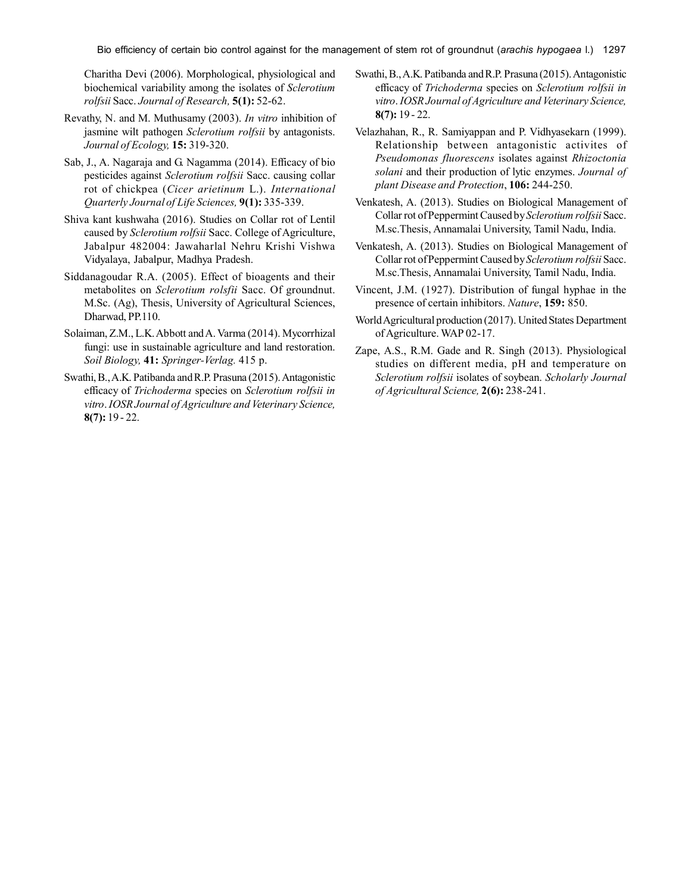Charitha Devi (2006). Morphological, physiological and biochemical variability among the isolates of *Sclerotium rolfsii* Sacc. *Journal of Research,* **5(1):** 52-62.

Revathy, N. and M. Muthusamy (2003). *In vitro* inhibition of jasmine wilt pathogen *Sclerotium rolfsii* by antagonists. *Journal of Ecology,* **15:** 319-320.

Sab, J., A. Nagaraja and G. Nagamma (2014). Efficacy of bio pesticides against *Sclerotium rolfsii* Sacc. causing collar rot of chickpea (*Cicer arietinum* L.). *International Quarterly Journal of Life Sciences,* **9(1):** 335-339.

Shiva kant kushwaha (2016). Studies on Collar rot of Lentil caused by *Sclerotium rolfsii* Sacc. College of Agriculture, Jabalpur 482004: Jawaharlal Nehru Krishi Vishwa Vidyalaya, Jabalpur, Madhya Pradesh.

Siddanagoudar R.A. (2005). Effect of bioagents and their metabolites on *Sclerotium rolsfii* Sacc. Of groundnut. M.Sc. (Ag), Thesis, University of Agricultural Sciences, Dharwad, PP.110.

Solaiman, Z.M., L.K. Abbott and A. Varma (2014). Mycorrhizal fungi: use in sustainable agriculture and land restoration. *Soil Biology,* **41:** *Springer-Verlag.* 415 p.

Swathi, B., A.K. Patibanda and R.P. Prasuna (2015). Antagonistic efficacy of *Trichoderma* species on *Sclerotium rolfsii in vitro*. *IOSR Journal of Agriculture and Veterinary Science,* **8(7):** 19 - 22.

Swathi, B., A.K. Patibanda and R.P. Prasuna (2015). Antagonistic efficacy of *Trichoderma* species on *Sclerotium rolfsii in vitro*. *IOSR Journal of Agriculture and Veterinary Science,* **8(7):** 19 - 22.

Velazhahan, R., R. Samiyappan and P. Vidhyasekarn (1999). Relationship between antagonistic activites of *Pseudomonas fluorescens* isolates against *Rhizoctonia solani* and their production of lytic enzymes. *Journal of plant Disease and Protection*, **106:** 244-250.

Venkatesh, A. (2013). Studies on Biological Management of Collar rot of Peppermint Caused by *Sclerotium rolfsii* Sacc. M.sc.Thesis, Annamalai University, Tamil Nadu, India.

Venkatesh, A. (2013). Studies on Biological Management of Collar rot of Peppermint Caused by *Sclerotium rolfsii* Sacc. M.sc.Thesis, Annamalai University, Tamil Nadu, India.

Vincent, J.M. (1927). Distribution of fungal hyphae in the presence of certain inhibitors. *Nature*, **159:** 850.

World Agricultural production (2017). United States Department of Agriculture. WAP 02-17.

Zape, A.S., R.M. Gade and R. Singh (2013). Physiological studies on different media, pH and temperature on *Sclerotium rolfsii* isolates of soybean. *Scholarly Journal of Agricultural Science,* **2(6):** 238-241.